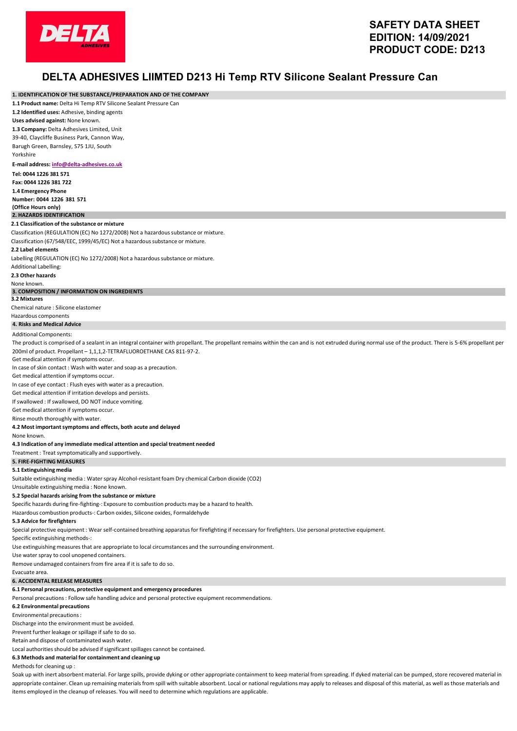**SAFETY DATA SHEET**
**EDITION: 14/09/2021**
**PRODUCT CODE: D213**

# DELTA ADHESIVES LIIMTED D213 Hi Temp RTV Silicone Sealant Pressure Can

## 1. IDENTIFICATION OF THE SUBSTANCE/PREPARATION AND OF THE COMPANY

**1.1 Product name:** Delta Hi Temp RTV Silicone Sealant Pressure Can

**1.2 Identified uses:** Adhesive, binding agents

**Uses advised against:** None known.

**1.3 Company:** Delta Adhesives Limited, Unit 39-40, Claycliffe Business Park, Cannon Way, Barugh Green, Barnsley, S75 1JU, South Yorkshire

**E-mail address:** info@delta-adhesives.co.uk

**Tel: 0044 1226 381 571**

**Fax: 0044 1226 381 722**

**1.4 Emergency Phone Number: 0044 1226 381 571 (Office Hours only)**

## 2. HAZARDS IDENTIFICATION

**2.1 Classification of the substance or mixture**

Classification (REGULATION (EC) No 1272/2008) Not a hazardous substance or mixture.

Classification (67/548/EEC, 1999/45/EC) Not a hazardous substance or mixture.

**2.2 Label elements**

Labelling (REGULATION (EC) No 1272/2008) Not a hazardous substance or mixture.

Additional Labelling:

**2.3 Other hazards**

None known.

## 3. COMPOSITION / INFORMATION ON INGREDIENTS

**3.2 Mixtures**

Chemical nature : Silicone elastomer

Hazardous components

## 4. Risks and Medical Advice

Additional Components:

The product is comprised of a sealant in an integral container with propellant. The propellant remains within the can and is not extruded during normal use of the product. There is 5-6% propellant per 200ml of product. Propellant – 1,1,1,2-TETRAFLUOROETHANE CAS 811-97-2.

Get medical attention if symptoms occur.

In case of skin contact : Wash with water and soap as a precaution.

Get medical attention if symptoms occur.

In case of eye contact : Flush eyes with water as a precaution.

Get medical attention if irritation develops and persists.

If swallowed : If swallowed, DO NOT induce vomiting.

Get medical attention if symptoms occur.

Rinse mouth thoroughly with water.

**4.2 Most important symptoms and effects, both acute and delayed**

None known.

**4.3 Indication of any immediate medical attention and special treatment needed**

Treatment : Treat symptomatically and supportively.

## 5. FIRE-FIGHTING MEASURES

**5.1 Extinguishing media**

Suitable extinguishing media : Water spray Alcohol-resistant foam Dry chemical Carbon dioxide ($CO_2$)

Unsuitable extinguishing media : None known.

**5.2 Special hazards arising from the substance or mixture**

Specific hazards during fire-fighting-: Exposure to combustion products may be a hazard to health.

Hazardous combustion products-: Carbon oxides, Silicone oxides, Formaldehyde

**5.3 Advice for firefighters**

Special protective equipment : Wear self-contained breathing apparatus for firefighting if necessary for firefighters. Use personal protective equipment.

Specific extinguishing methods-:

Use extinguishing measures that are appropriate to local circumstances and the surrounding environment.

Use water spray to cool unopened containers.

Remove undamaged containers from fire area if it is safe to do so.

Evacuate area.

## 6. ACCIDENTAL RELEASE MEASURES

**6.1 Personal precautions, protective equipment and emergency procedures**

Personal precautions : Follow safe handling advice and personal protective equipment recommendations.

**6.2 Environmental precautions**

Environmental precautions :

Discharge into the environment must be avoided.

Prevent further leakage or spillage if safe to do so.

Retain and dispose of contaminated wash water.

Local authorities should be advised if significant spillages cannot be contained.

**6.3 Methods and material for containment and cleaning up**

Methods for cleaning up :

Soak up with inert absorbent material. For large spills, provide dyking or other appropriate containment to keep material from spreading. If dyked material can be pumped, store recovered material in appropriate container. Clean up remaining materials from spill with suitable absorbent. Local or national regulations may apply to releases and disposal of this material, as well as those materials and items employed in the cleanup of releases. You will need to determine which regulations are applicable.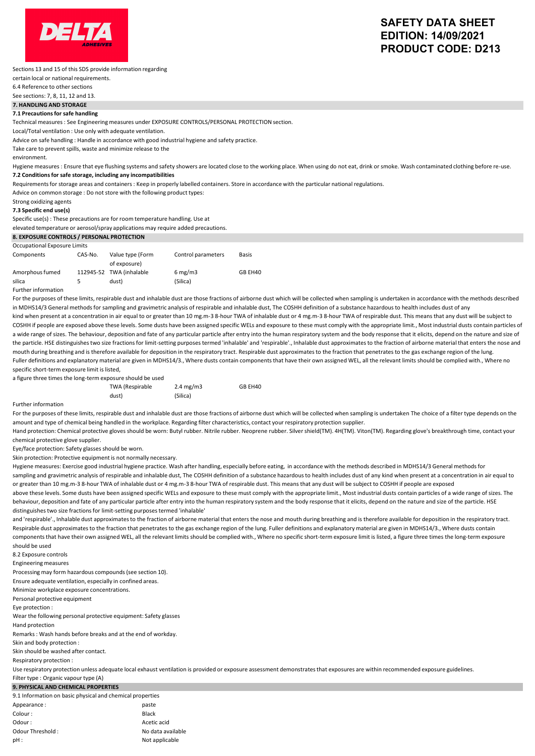Sections 13 and 15 of this SDS provide information regarding certain local or national requirements.

6.4 Reference to other sections

See sections: 7, 8, 11, 12 and 13.

## 7. HANDLING AND STORAGE

### 7.1 Precautions for safe handling

Technical measures : See Engineering measures under EXPOSURE CONTROLS/PERSONAL PROTECTION section.

Local/Total ventilation : Use only with adequate ventilation.

Advice on safe handling : Handle in accordance with good industrial hygiene and safety practice.

Take care to prevent spills, waste and minimize release to the environment.

Hygiene measures : Ensure that eye flushing systems and safety showers are located close to the working place. When using do not eat, drink or smoke. Wash contaminated clothing before re-use.

### 7.2 Conditions for safe storage, including any incompatibilities

Requirements for storage areas and containers : Keep in properly labelled containers. Store in accordance with the particular national regulations.

Advice on common storage : Do not store with the following product types:

Strong oxidizing agents

### 7.3 Specific end use(s)

Specific use(s) : These precautions are for room temperature handling. Use at elevated temperature or aerosol/spray applications may require added precautions.

## 8. EXPOSURE CONTROLS / PERSONAL PROTECTION

Occupational Exposure Limits

| Components | CAS-No. | Value type (Form of exposure) | Control parameters | Basis |
|---|---|---|---|---|
| Amorphous fumed silica | 112945-52 5 | TWA (inhalable dust) | 6 mg/m3 (Silica) | GB EH40 |

Further information

For the purposes of these limits, respirable dust and inhalable dust are those fractions of airborne dust which will be collected when sampling is undertaken in accordance with the methods described in MDHS14/3 General methods for sampling and gravimetric analysis of respirable and inhalable dust, The COSHH definition of a substance hazardous to health includes dust of any kind when present at a concentration in air equal to or greater than 10 mg.m-3 8-hour TWA of inhalable dust or 4 mg.m-3 8-hour TWA of respirable dust. This means that any dust will be subject to COSHH if people are exposed above these levels. Some dusts have been assigned specific WELs and exposure to these must comply with the appropriate limit., Most industrial dusts contain particles of a wide range of sizes. The behaviour, deposition and fate of any particular particle after entry into the human respiratory system and the body response that it elicits, depend on the nature and size of the particle. HSE distinguishes two size fractions for limit-setting purposes termed 'inhalable' and 'respirable'., Inhalable dust approximates to the fraction of airborne material that enters the nose and mouth during breathing and is therefore available for deposition in the respiratory tract. Respirable dust approximates to the fraction that penetrates to the gas exchange region of the lung. Fuller definitions and explanatory material are given in MDHS14/3., Where dusts contain components that have their own assigned WEL, all the relevant limits should be complied with., Where no specific short-term exposure limit is listed, a figure three times the long-term exposure should be used

| | | | | |
|---|---|---|---|---|
| | | TWA (Respirable dust) | 2.4 mg/m3 (Silica) | GB EH40 |

Further information

For the purposes of these limits, respirable dust and inhalable dust are those fractions of airborne dust which will be collected when sampling is undertaken The choice of a filter type depends on the amount and type of chemical being handled in the workplace. Regarding filter characteristics, contact your respiratory protection supplier.

Hand protection: Chemical protective gloves should be worn: Butyl rubber. Nitrile rubber. Neoprene rubber. Silver shield(TM). 4H(TM). Viton(TM). Regarding glove's breakthrough time, contact your chemical protective glove supplier.

Eye/face protection: Safety glasses should be worn.

Skin protection: Protective equipment is not normally necessary.

Hygiene measures: Exercise good industrial hygiene practice. Wash after handling, especially before eating, in accordance with the methods described in MDHS14/3 General methods for sampling and gravimetric analysis of respirable and inhalable dust, The COSHH definition of a substance hazardous to health includes dust of any kind when present at a concentration in air equal to or greater than 10 mg.m-3 8-hour TWA of inhalable dust or 4 mg.m-3 8-hour TWA of respirable dust. This means that any dust will be subject to COSHH if people are exposed above these levels. Some dusts have been assigned specific WELs and exposure to these must comply with the appropriate limit., Most industrial dusts contain particles of a wide range of sizes. The behaviour, deposition and fate of any particular particle after entry into the human respiratory system and the body response that it elicits, depend on the nature and size of the particle. HSE distinguishes two size fractions for limit-setting purposes termed 'inhalable' and 'respirable'., Inhalable dust approximates to the fraction of airborne material that enters the nose and mouth during breathing and is therefore available for deposition in the respiratory tract. Respirable dust approximates to the fraction that penetrates to the gas exchange region of the lung. Fuller definitions and explanatory material are given in MDHS14/3., Where dusts contain components that have their own assigned WEL, all the relevant limits should be complied with., Where no specific short-term exposure limit is listed, a figure three times the long-term exposure should be used

8.2 Exposure controls

Engineering measures

Processing may form hazardous compounds (see section 10).

Ensure adequate ventilation, especially in confined areas.

Minimize workplace exposure concentrations.

Personal protective equipment

Eye protection :

Wear the following personal protective equipment: Safety glasses

Hand protection

Remarks : Wash hands before breaks and at the end of workday.

Skin and body protection :

Skin should be washed after contact.

Respiratory protection :

Use respiratory protection unless adequate local exhaust ventilation is provided or exposure assessment demonstrates that exposures are within recommended exposure guidelines.

Filter type : Organic vapour type (A)

## 9. PHYSICAL AND CHEMICAL PROPERTIES

9.1 Information on basic physical and chemical properties

| | |
|---|---|
| Appearance : | paste |
| Colour : | Black |
| Odour : | Acetic acid |
| Odour Threshold : | No data available |
| pH : | Not applicable |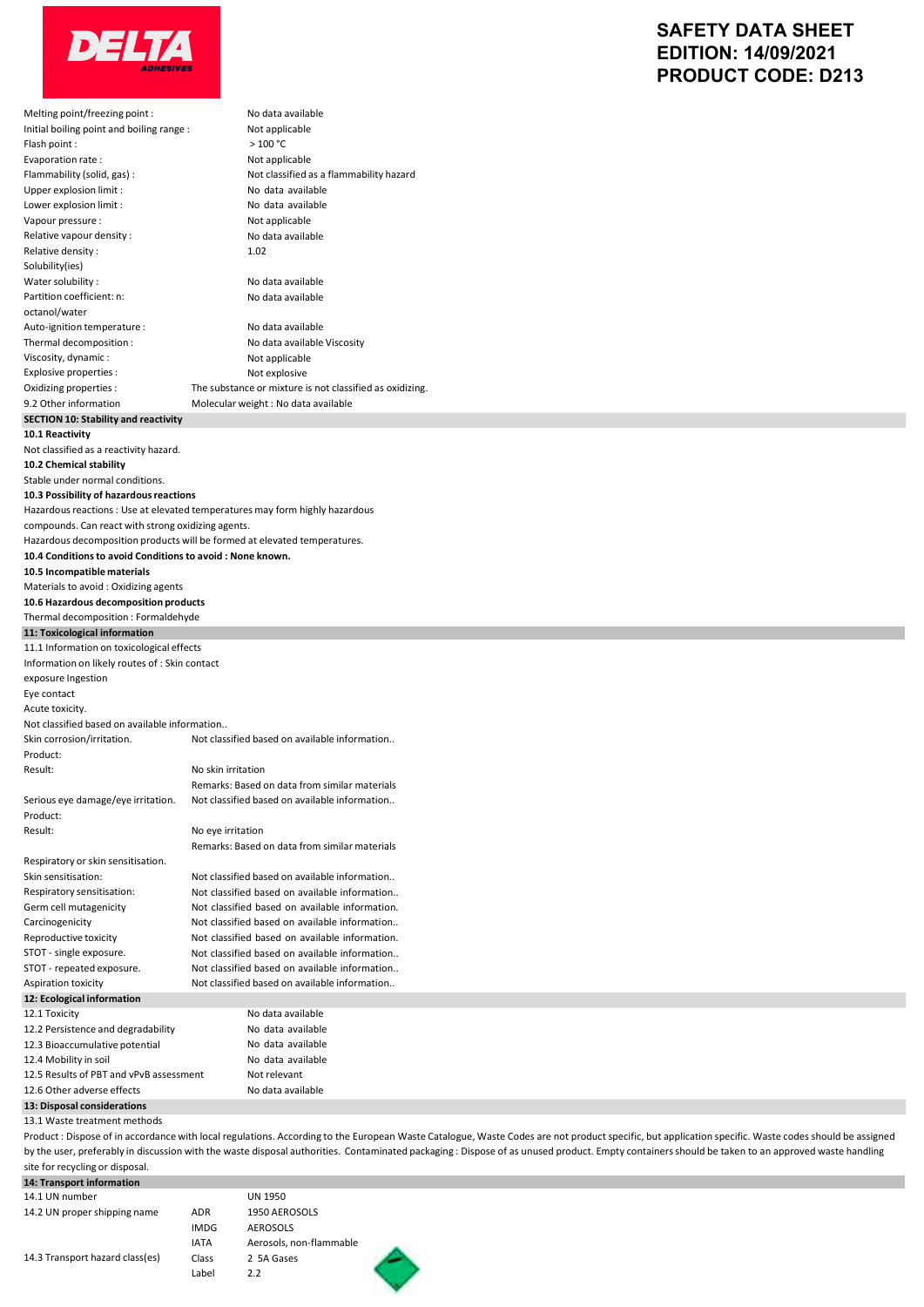| | |
|---|---|
| Melting point/freezing point : | No data available |
| Initial boiling point and boiling range : | Not applicable |
| Flash point : | > 100 °C |
| Evaporation rate : | Not applicable |
| Flammability (solid, gas) : | Not classified as a flammability hazard |
| Upper explosion limit : | No data available |
| Lower explosion limit : | No data available |
| Vapour pressure : | Not applicable |
| Relative vapour density : | No data available |
| Relative density : | 1.02 |
| Solubility(ies) | |
| Water solubility : | No data available |
| Partition coefficient: n: octanol/water | No data available |
| Auto-ignition temperature : | No data available |
| Thermal decomposition : | No data available Viscosity |
| Viscosity, dynamic : | Not applicable |
| Explosive properties : | Not explosive |
| Oxidizing properties : | The substance or mixture is not classified as oxidizing. |
| 9.2 Other information | Molecular weight : No data available |

## SECTION 10: Stability and reactivity

**10.1 Reactivity**

Not classified as a reactivity hazard.

**10.2 Chemical stability**

Stable under normal conditions.

**10.3 Possibility of hazardous reactions**

Hazardous reactions : Use at elevated temperatures may form highly hazardous compounds. Can react with strong oxidizing agents.

Hazardous decomposition products will be formed at elevated temperatures.

**10.4 Conditions to avoid Conditions to avoid : None known.**

**10.5 Incompatible materials**

Materials to avoid : Oxidizing agents

**10.6 Hazardous decomposition products**

Thermal decomposition : Formaldehyde

## 11: Toxicological information

11.1 Information on toxicological effects

Information on likely routes of exposure : Skin contact Ingestion

Eye contact

Acute toxicity.

Not classified based on available information..

| | |
|---|---|
| Skin corrosion/irritation. | Not classified based on available information.. |
| Product: | |
| Result: | No skin irritation |
| | Remarks: Based on data from similar materials |
| Serious eye damage/eye irritation. | Not classified based on available information.. |
| Product: | |
| Result: | No eye irritation |
| | Remarks: Based on data from similar materials |
| Respiratory or skin sensitisation. | |
| Skin sensitisation: | Not classified based on available information.. |
| Respiratory sensitisation: | Not classified based on available information.. |
| Germ cell mutagenicity | Not classified based on available information. |
| Carcinogenicity | Not classified based on available information.. |
| Reproductive toxicity | Not classified based on available information. |
| STOT - single exposure. | Not classified based on available information.. |
| STOT - repeated exposure. | Not classified based on available information.. |
| Aspiration toxicity | Not classified based on available information.. |

## 12: Ecological information

| | |
|---|---|
| 12.1 Toxicity | No data available |
| 12.2 Persistence and degradability | No data available |
| 12.3 Bioaccumulative potential | No data available |
| 12.4 Mobility in soil | No data available |
| 12.5 Results of PBT and vPvB assessment | Not relevant |
| 12.6 Other adverse effects | No data available |

## 13: Disposal considerations

13.1 Waste treatment methods

Product : Dispose of in accordance with local regulations. According to the European Waste Catalogue, Waste Codes are not product specific, but application specific. Waste codes should be assigned by the user, preferably in discussion with the waste disposal authorities. Contaminated packaging : Dispose of as unused product. Empty containers should be taken to an approved waste handling site for recycling or disposal.

## 14: Transport information

| | | |
|---|---|---|
| 14.1 UN number | | UN 1950 |
| 14.2 UN proper shipping name | ADR | 1950 AEROSOLS |
| | IMDG | AEROSOLS |
| | IATA | Aerosols, non-flammable |
| 14.3 Transport hazard class(es) | Class | 2 5A Gases |
| | Label | 2.2 |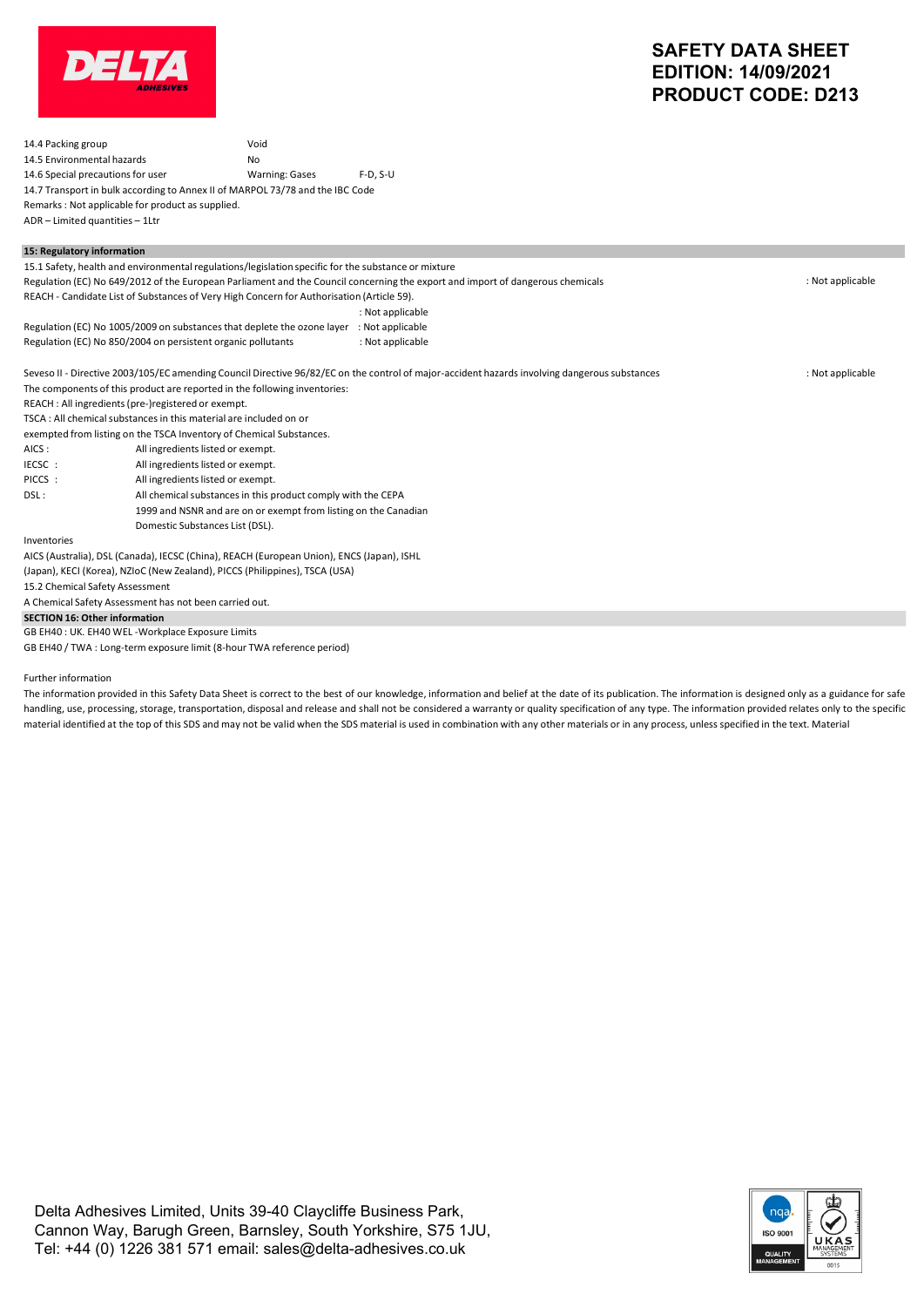| | | |
|---|---|---|
| 14.4 Packing group | Void | |
| 14.5 Environmental hazards | No | |
| 14.6 Special precautions for user | Warning: Gases | F-D, S-U |

14.7 Transport in bulk according to Annex II of MARPOL 73/78 and the IBC Code

Remarks : Not applicable for product as supplied.

ADR – Limited quantities – 1Ltr

## 15: Regulatory information

15.1 Safety, health and environmental regulations/legislation specific for the substance or mixture

Regulation (EC) No 649/2012 of the European Parliament and the Council concerning the export and import of dangerous chemicals : Not applicable

REACH - Candidate List of Substances of Very High Concern for Authorisation (Article 59). : Not applicable

Regulation (EC) No 1005/2009 on substances that deplete the ozone layer : Not applicable

Regulation (EC) No 850/2004 on persistent organic pollutants : Not applicable

Seveso II - Directive 2003/105/EC amending Council Directive 96/82/EC on the control of major-accident hazards involving dangerous substances : Not applicable

The components of this product are reported in the following inventories:

REACH : All ingredients (pre-)registered or exempt.

TSCA : All chemical substances in this material are included on or exempted from listing on the TSCA Inventory of Chemical Substances.

| | |
|---|---|
| AICS : | All ingredients listed or exempt. |
| IECSC : | All ingredients listed or exempt. |
| PICCS : | All ingredients listed or exempt. |
| DSL : | All chemical substances in this product comply with the CEPA 1999 and NSNR and are on or exempt from listing on the Canadian Domestic Substances List (DSL). |

Inventories

AICS (Australia), DSL (Canada), IECSC (China), REACH (European Union), ENCS (Japan), ISHL (Japan), KECI (Korea), NZIoC (New Zealand), PICCS (Philippines), TSCA (USA)

15.2 Chemical Safety Assessment

A Chemical Safety Assessment has not been carried out.

## SECTION 16: Other information

GB EH40 : UK. EH40 WEL -Workplace Exposure Limits

GB EH40 / TWA : Long-term exposure limit (8-hour TWA reference period)

Further information

The information provided in this Safety Data Sheet is correct to the best of our knowledge, information and belief at the date of its publication. The information is designed only as a guidance for safe handling, use, processing, storage, transportation, disposal and release and shall not be considered a warranty or quality specification of any type. The information provided relates only to the specific material identified at the top of this SDS and may not be valid when the SDS material is used in combination with any other materials or in any process, unless specified in the text. Material